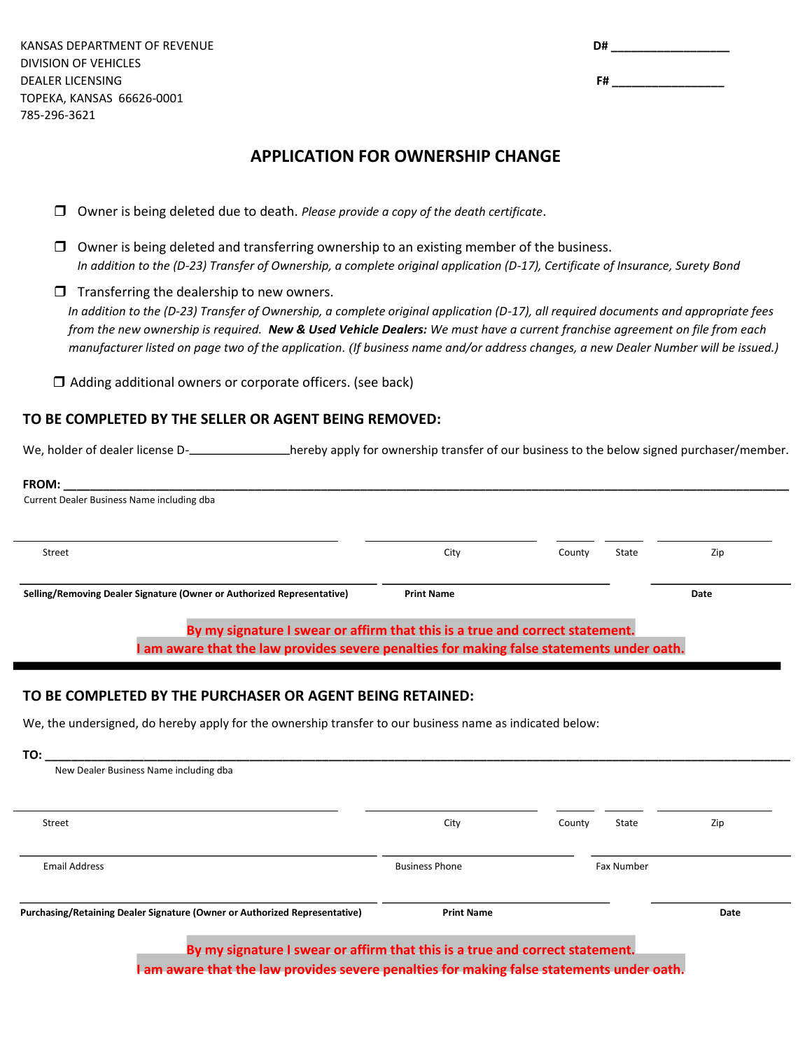KANSAS DEPARTMENT OF REVENUE
DIVISION OF VEHICLES
DEALER LICENSING
TOPEKA, KANSAS 66626-0001
785-296-3621

D# ___________________

F# __________________

## APPLICATION FOR OWNERSHIP CHANGE

❒ Owner is being deleted due to death. *Please provide a copy of the death certificate*.

❒ Owner is being deleted and transferring ownership to an existing member of the business.
*In addition to the (D-23) Transfer of Ownership, a complete original application (D-17), Certificate of Insurance, Surety Bond*

❒ Transferring the dealership to new owners.
*In addition to the (D-23) Transfer of Ownership, a complete original application (D-17), all required documents and appropriate fees from the new ownership is required.* ***New & Used Vehicle Dealers:*** *We must have a current franchise agreement on file from each manufacturer listed on page two of the application. (If business name and/or address changes, a new Dealer Number will be issued.)*

❒ Adding additional owners or corporate officers. (see back)

### TO BE COMPLETED BY THE SELLER OR AGENT BEING REMOVED:

We, holder of dealer license D-_______________hereby apply for ownership transfer of our business to the below signed purchaser/member.

**FROM:** ________________________________________________________________________________
Current Dealer Business Name including dba

______________________ ______________ ________ ________ __________
Street City County State Zip

______________________________ ______________________ ______________
**Selling/Removing Dealer Signature (Owner or Authorized Representative)** **Print Name** **Date**

**By my signature I swear or affirm that this is a true and correct statement.**
**I am aware that the law provides severe penalties for making false statements under oath.**

### TO BE COMPLETED BY THE PURCHASER OR AGENT BEING RETAINED:

We, the undersigned, do hereby apply for the ownership transfer to our business name as indicated below:

**TO:** ________________________________________________________________________________
New Dealer Business Name including dba

______________________ ______________ ________ ________ __________
Street City County State Zip

______________________________ ______________________ ______________
Email Address Business Phone Fax Number

______________________________ ______________________ ______________
**Purchasing/Retaining Dealer Signature (Owner or Authorized Representative)** **Print Name** **Date**

**By my signature I swear or affirm that this is a true and correct statement.**
**I am aware that the law provides severe penalties for making false statements under oath.**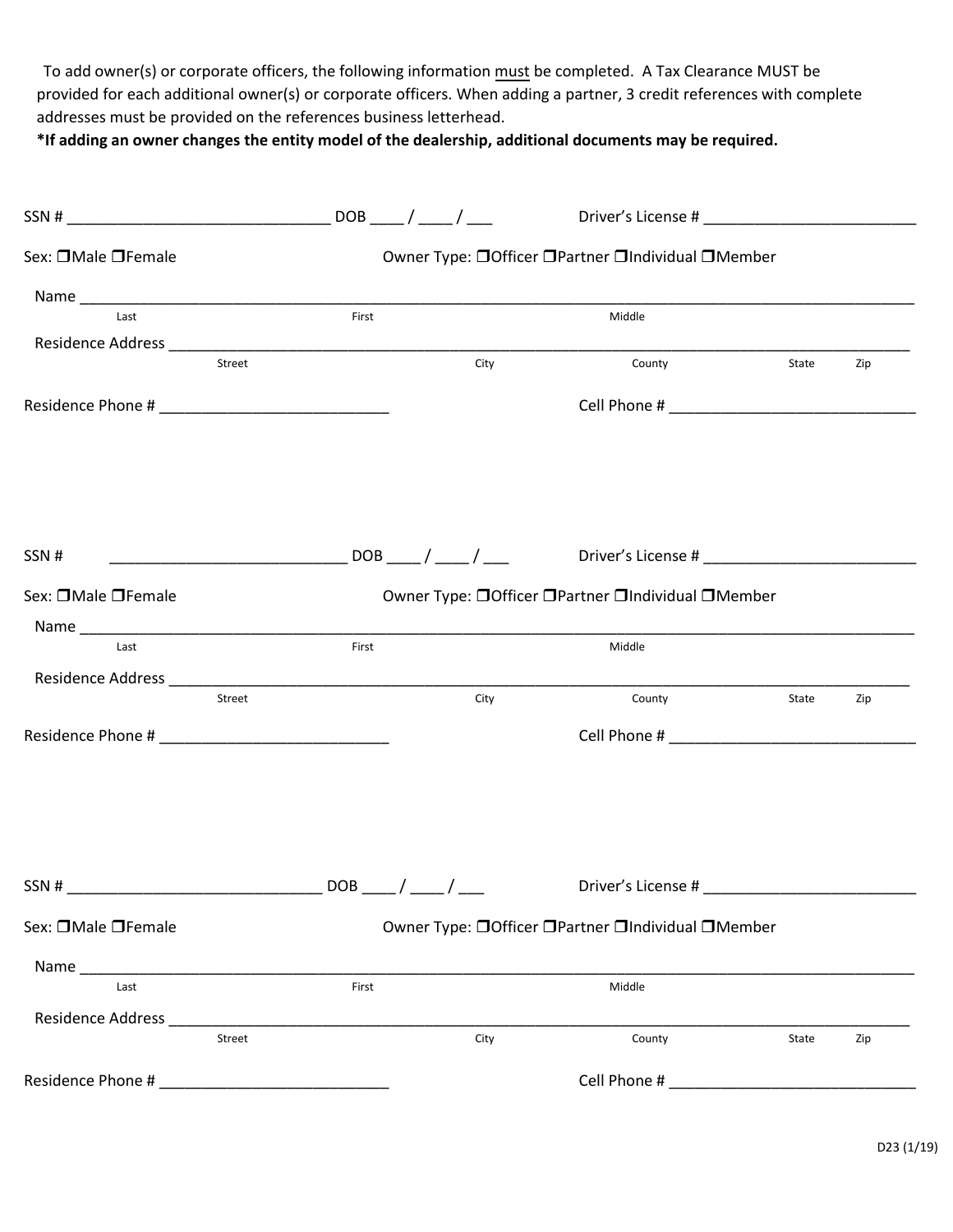To add owner(s) or corporate officers, the following information <u>must</u> be completed. A Tax Clearance MUST be provided for each additional owner(s) or corporate officers. When adding a partner, 3 credit references with complete addresses must be provided on the references business letterhead.

**\*If adding an owner changes the entity model of the dealership, additional documents may be required.**

SSN # ______________________________ DOB ____ / ____ / ___ Driver's License # _________________________

Sex: ❒Male ❒Female Owner Type: ❒Officer ❒Partner ❒Individual ❒Member

Name ____________________________________________________________________________________________
Last First Middle

Residence Address ___________________________________________________________________________________
Street City County State Zip

Residence Phone # ___________________________ Cell Phone # _____________________________

SSN # ___________________________ DOB ____ / ____ / ___ Driver's License # _________________________

Sex: ❒Male ❒Female Owner Type: ❒Officer ❒Partner ❒Individual ❒Member

Name ____________________________________________________________________________________________
Last First Middle

Residence Address ___________________________________________________________________________________
Street City County State Zip

Residence Phone # ___________________________ Cell Phone # _____________________________

SSN # ______________________________ DOB ____ / ____ / ___ Driver's License # _________________________

Sex: ❒Male ❒Female Owner Type: ❒Officer ❒Partner ❒Individual ❒Member

Name ____________________________________________________________________________________________
Last First Middle

Residence Address ___________________________________________________________________________________
Street City County State Zip

Residence Phone # ___________________________ Cell Phone # _____________________________

D23 (1/19)